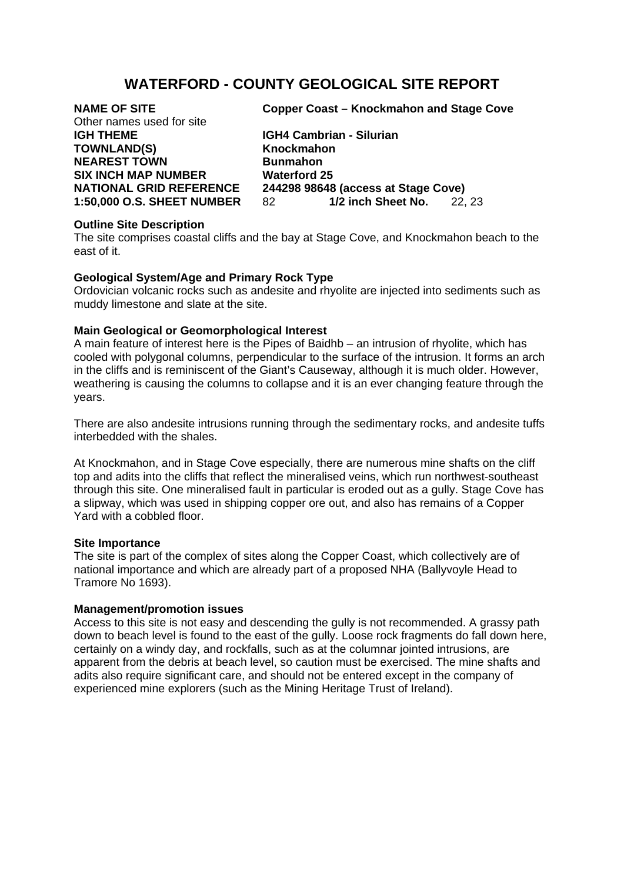# WATERFORD - COUNTY GEOLOGICAL SITE REPORT

| | |
|---|---|
| **NAME OF SITE** | **Copper Coast – Knockmahon and Stage Cove** |
| Other names used for site | |
| **IGH THEME** | **IGH4 Cambrian - Silurian** |
| **TOWNLAND(S)** | **Knockmahon** |
| **NEAREST TOWN** | **Bunmahon** |
| **SIX INCH MAP NUMBER** | **Waterford 25** |
| **NATIONAL GRID REFERENCE** | **244298 98648 (access at Stage Cove)** |
| **1:50,000 O.S. SHEET NUMBER** | 82 **1/2 inch Sheet No.** 22, 23 |

**Outline Site Description**

The site comprises coastal cliffs and the bay at Stage Cove, and Knockmahon beach to the east of it.

**Geological System/Age and Primary Rock Type**

Ordovician volcanic rocks such as andesite and rhyolite are injected into sediments such as muddy limestone and slate at the site.

**Main Geological or Geomorphological Interest**

A main feature of interest here is the Pipes of Baidhb – an intrusion of rhyolite, which has cooled with polygonal columns, perpendicular to the surface of the intrusion. It forms an arch in the cliffs and is reminiscent of the Giant's Causeway, although it is much older. However, weathering is causing the columns to collapse and it is an ever changing feature through the years.

There are also andesite intrusions running through the sedimentary rocks, and andesite tuffs interbedded with the shales.

At Knockmahon, and in Stage Cove especially, there are numerous mine shafts on the cliff top and adits into the cliffs that reflect the mineralised veins, which run northwest-southeast through this site. One mineralised fault in particular is eroded out as a gully. Stage Cove has a slipway, which was used in shipping copper ore out, and also has remains of a Copper Yard with a cobbled floor.

**Site Importance**

The site is part of the complex of sites along the Copper Coast, which collectively are of national importance and which are already part of a proposed NHA (Ballyvoyle Head to Tramore No 1693).

**Management/promotion issues**

Access to this site is not easy and descending the gully is not recommended. A grassy path down to beach level is found to the east of the gully. Loose rock fragments do fall down here, certainly on a windy day, and rockfalls, such as at the columnar jointed intrusions, are apparent from the debris at beach level, so caution must be exercised. The mine shafts and adits also require significant care, and should not be entered except in the company of experienced mine explorers (such as the Mining Heritage Trust of Ireland).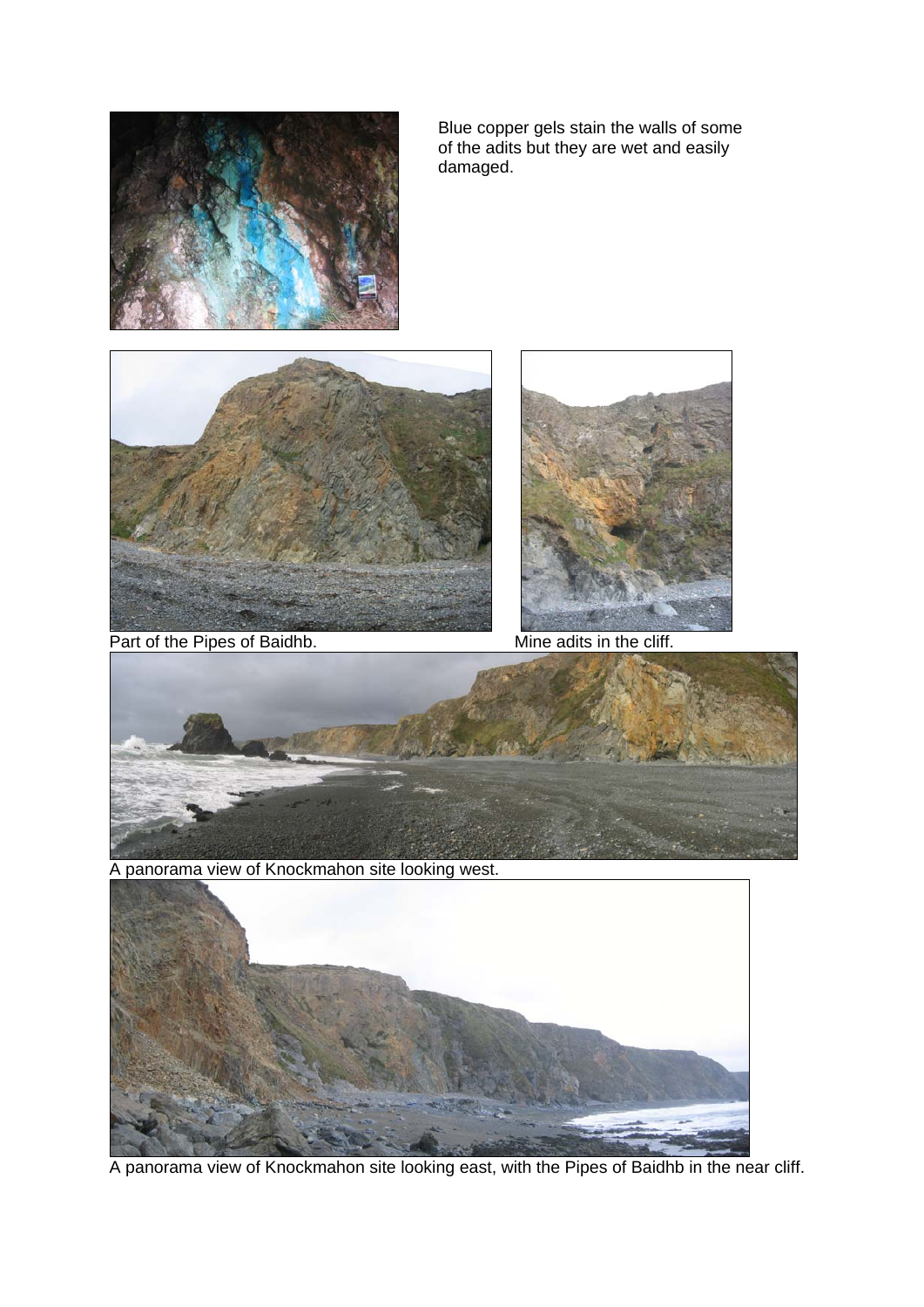Blue copper gels stain the walls of some of the adits but they are wet and easily damaged.

Part of the Pipes of Baidhb.

Mine adits in the cliff.

A panorama view of Knockmahon site looking west.

A panorama view of Knockmahon site looking east, with the Pipes of Baidhb in the near cliff.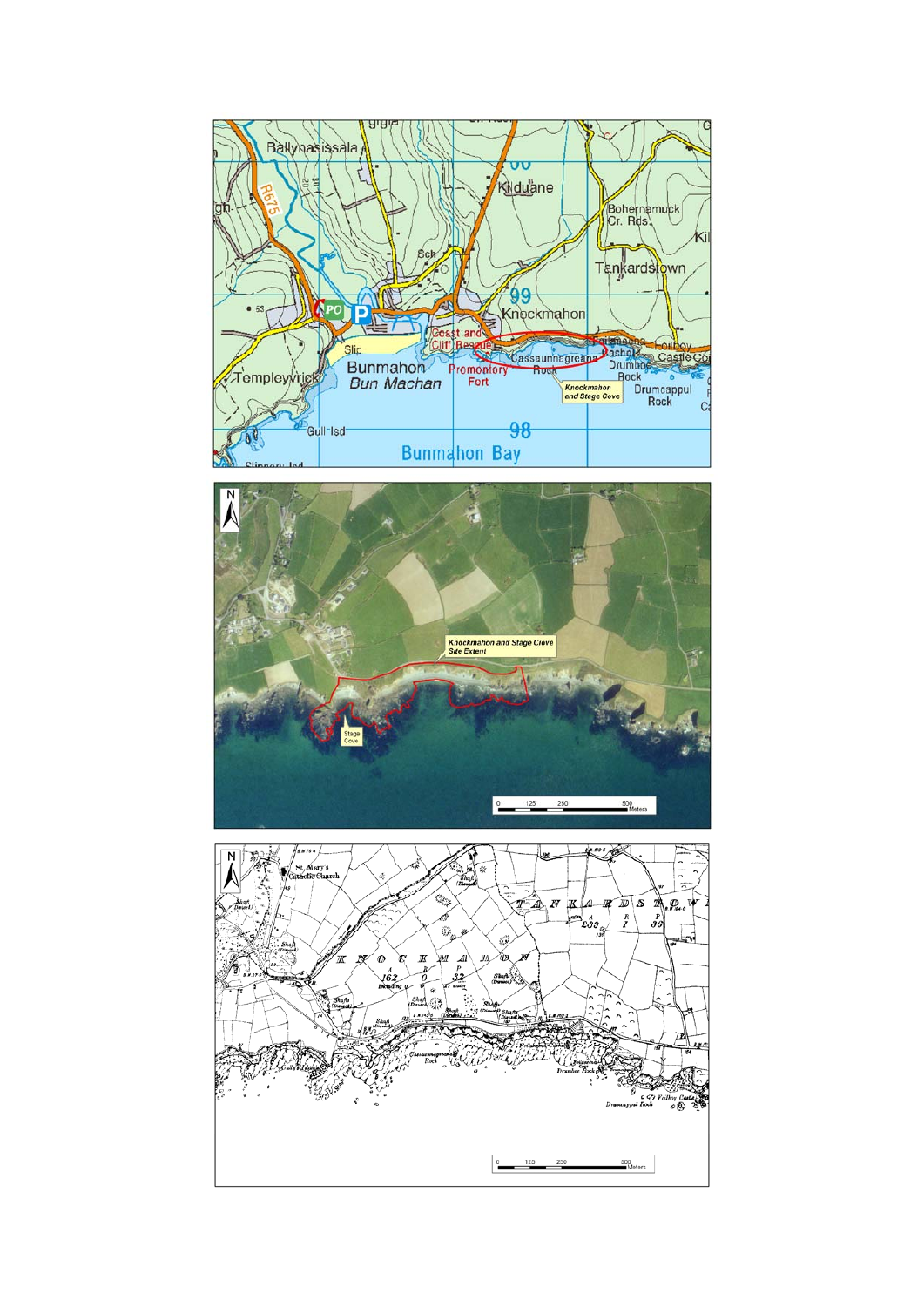Ballynasissala

R675

Kilduane

Bohernamuck Cr. Rds.

Tankardstown

Sch

99

Knockmahon

PO

P

Coast and Cliff Rescue

Slip

Cassaunnagreana Rock

Foilboy Castle

Drumboe Rock

Drumcappul Rock

Bunmahon

Bun Machan

Promontory Fort

Knockmahon and Stage Cove

Templeyvrick

Gull-Isd

98

Bunmahon Bay

N

Knockmahon and Stage Cove Site Extent

Stage Cove

0 125 250 500 Meters

N

St. Mary's Catholic Church

T A N K A R D S T O W N

K N O C K M A H O N

Shaft (Disused)

Cassaunnagreana Rock

Drumboe Rock

Drumcappul Rock

Foilboy Castle

0 125 250 500 Meters